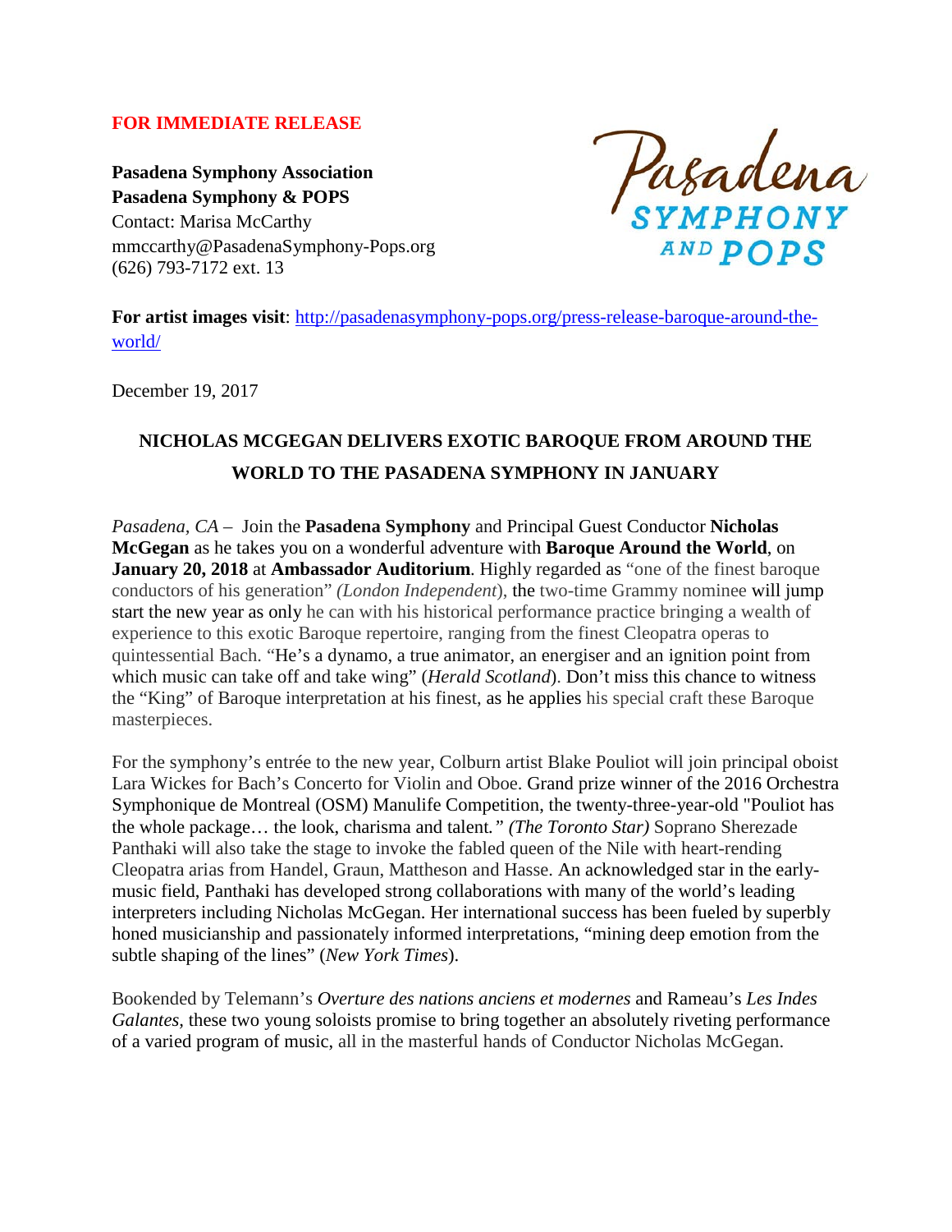**FOR IMMEDIATE RELEASE**

**Pasadena Symphony Association**
**Pasadena Symphony & POPS**
Contact: Marisa McCarthy
mmccarthy@PasadenaSymphony-Pops.org
(626) 793-7172 ext. 13

Pasadena SYMPHONY AND POPS

**For artist images visit**: [http://pasadenasymphony-pops.org/press-release-baroque-around-the-world/](http://pasadenasymphony-pops.org/press-release-baroque-around-the-world/)

December 19, 2017

## NICHOLAS MCGEGAN DELIVERS EXOTIC BAROQUE FROM AROUND THE WORLD TO THE PASADENA SYMPHONY IN JANUARY

*Pasadena, CA* – Join the **Pasadena Symphony** and Principal Guest Conductor **Nicholas McGegan** as he takes you on a wonderful adventure with **Baroque Around the World**, on **January 20, 2018** at **Ambassador Auditorium**. Highly regarded as "one of the finest baroque conductors of his generation" *(London Independent*), the two-time Grammy nominee will jump start the new year as only he can with his historical performance practice bringing a wealth of experience to this exotic Baroque repertoire, ranging from the finest Cleopatra operas to quintessential Bach. "He's a dynamo, a true animator, an energiser and an ignition point from which music can take off and take wing" (*Herald Scotland*). Don't miss this chance to witness the "King" of Baroque interpretation at his finest, as he applies his special craft these Baroque masterpieces.

For the symphony's entrée to the new year, Colburn artist Blake Pouliot will join principal oboist Lara Wickes for Bach's Concerto for Violin and Oboe. Grand prize winner of the 2016 Orchestra Symphonique de Montreal (OSM) Manulife Competition, the twenty-three-year-old "Pouliot has the whole package… the look, charisma and talent*." (The Toronto Star)* Soprano Sherezade Panthaki will also take the stage to invoke the fabled queen of the Nile with heart-rending Cleopatra arias from Handel, Graun, Mattheson and Hasse. An acknowledged star in the early-music field, Panthaki has developed strong collaborations with many of the world's leading interpreters including Nicholas McGegan. Her international success has been fueled by superbly honed musicianship and passionately informed interpretations, "mining deep emotion from the subtle shaping of the lines" (*New York Times*).

Bookended by Telemann's *Overture des nations anciens et modernes* and Rameau's *Les Indes Galantes,* these two young soloists promise to bring together an absolutely riveting performance of a varied program of music, all in the masterful hands of Conductor Nicholas McGegan.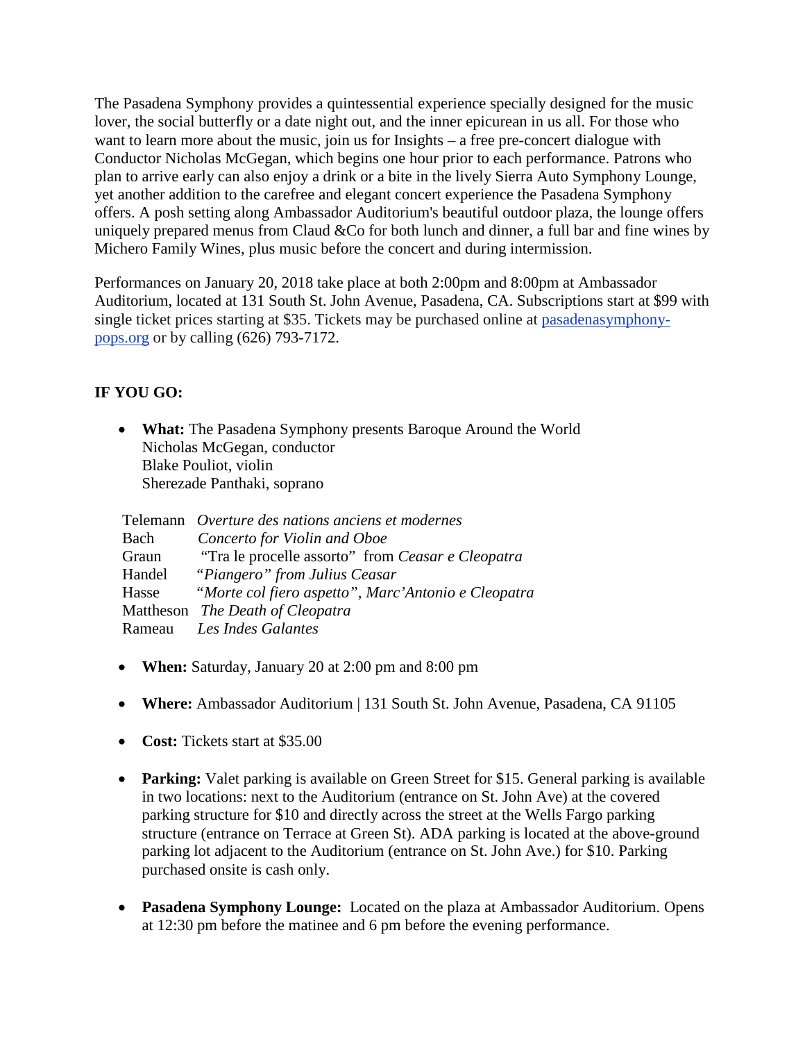The Pasadena Symphony provides a quintessential experience specially designed for the music lover, the social butterfly or a date night out, and the inner epicurean in us all. For those who want to learn more about the music, join us for Insights – a free pre-concert dialogue with Conductor Nicholas McGegan, which begins one hour prior to each performance. Patrons who plan to arrive early can also enjoy a drink or a bite in the lively Sierra Auto Symphony Lounge, yet another addition to the carefree and elegant concert experience the Pasadena Symphony offers. A posh setting along Ambassador Auditorium's beautiful outdoor plaza, the lounge offers uniquely prepared menus from Claud &Co for both lunch and dinner, a full bar and fine wines by Michero Family Wines, plus music before the concert and during intermission.

Performances on January 20, 2018 take place at both 2:00pm and 8:00pm at Ambassador Auditorium, located at 131 South St. John Avenue, Pasadena, CA. Subscriptions start at $99 with single ticket prices starting at $35. Tickets may be purchased online at [pasadenasymphony-pops.org](pasadenasymphony-pops.org) or by calling (626) 793-7172.

**IF YOU GO:**

- **What:** The Pasadena Symphony presents Baroque Around the World
  Nicholas McGegan, conductor
  Blake Pouliot, violin
  Sherezade Panthaki, soprano

| | |
|---|---|
| Telemann | *Overture des nations anciens et modernes* |
| Bach | *Concerto for Violin and Oboe* |
| Graun | "Tra le procelle assorto" from *Ceasar e Cleopatra* |
| Handel | *"Piangero" from Julius Ceasar* |
| Hasse | *"Morte col fiero aspetto", Marc'Antonio e Cleopatra* |
| Mattheson | *The Death of Cleopatra* |
| Rameau | *Les Indes Galantes* |

- **When:** Saturday, January 20 at 2:00 pm and 8:00 pm
- **Where:** Ambassador Auditorium | 131 South St. John Avenue, Pasadena, CA 91105
- **Cost:** Tickets start at $35.00
- **Parking:** Valet parking is available on Green Street for $15. General parking is available in two locations: next to the Auditorium (entrance on St. John Ave) at the covered parking structure for $10 and directly across the street at the Wells Fargo parking structure (entrance on Terrace at Green St). ADA parking is located at the above-ground parking lot adjacent to the Auditorium (entrance on St. John Ave.) for $10. Parking purchased onsite is cash only.
- **Pasadena Symphony Lounge:** Located on the plaza at Ambassador Auditorium. Opens at 12:30 pm before the matinee and 6 pm before the evening performance.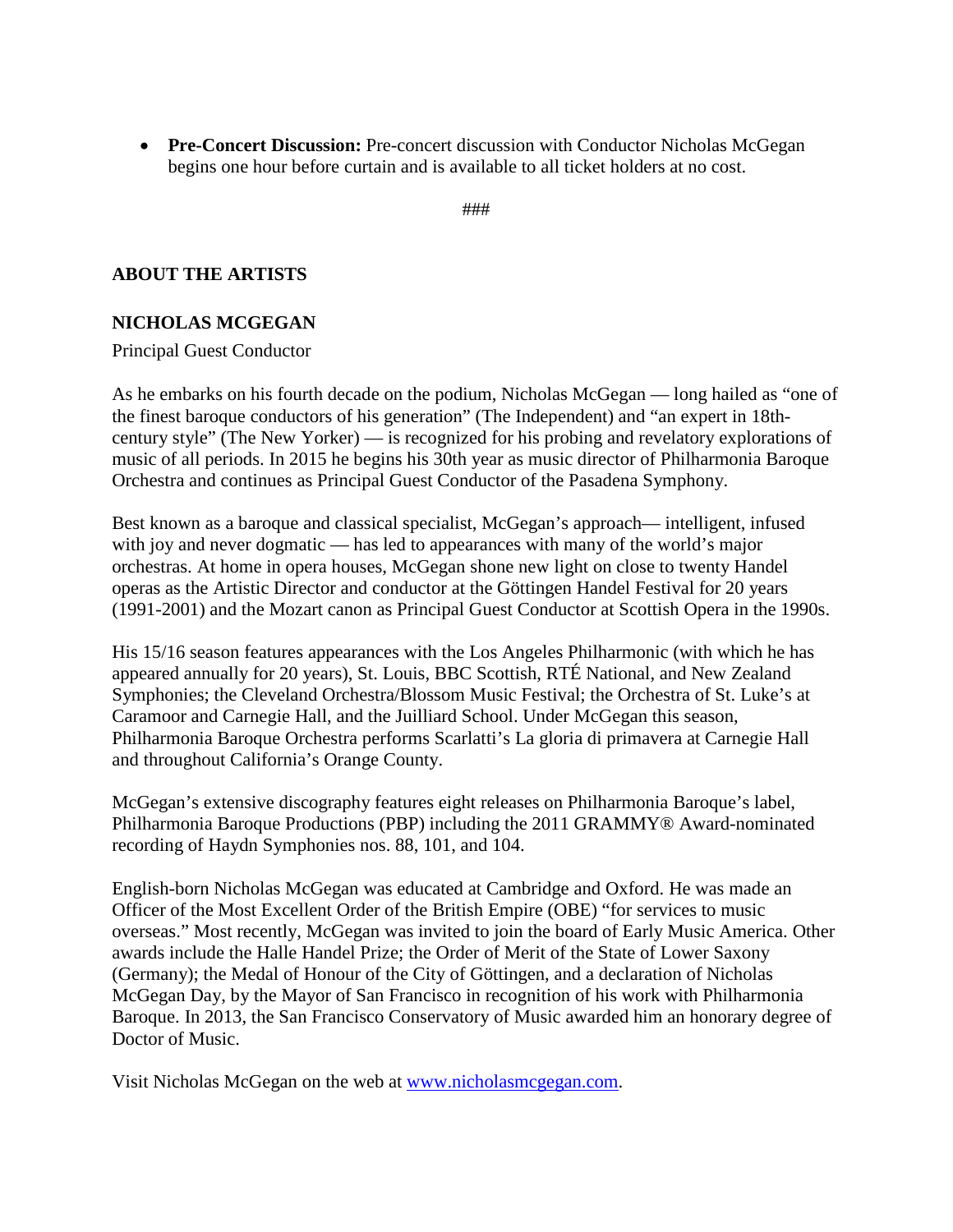- **Pre-Concert Discussion:** Pre-concert discussion with Conductor Nicholas McGegan begins one hour before curtain and is available to all ticket holders at no cost.

###

**ABOUT THE ARTISTS**

**NICHOLAS MCGEGAN**

Principal Guest Conductor

As he embarks on his fourth decade on the podium, Nicholas McGegan — long hailed as "one of the finest baroque conductors of his generation" (The Independent) and "an expert in 18th-century style" (The New Yorker) — is recognized for his probing and revelatory explorations of music of all periods. In 2015 he begins his 30th year as music director of Philharmonia Baroque Orchestra and continues as Principal Guest Conductor of the Pasadena Symphony.

Best known as a baroque and classical specialist, McGegan's approach— intelligent, infused with joy and never dogmatic — has led to appearances with many of the world's major orchestras. At home in opera houses, McGegan shone new light on close to twenty Handel operas as the Artistic Director and conductor at the Göttingen Handel Festival for 20 years (1991-2001) and the Mozart canon as Principal Guest Conductor at Scottish Opera in the 1990s.

His 15/16 season features appearances with the Los Angeles Philharmonic (with which he has appeared annually for 20 years), St. Louis, BBC Scottish, RTÉ National, and New Zealand Symphonies; the Cleveland Orchestra/Blossom Music Festival; the Orchestra of St. Luke's at Caramoor and Carnegie Hall, and the Juilliard School. Under McGegan this season, Philharmonia Baroque Orchestra performs Scarlatti's La gloria di primavera at Carnegie Hall and throughout California's Orange County.

McGegan's extensive discography features eight releases on Philharmonia Baroque's label, Philharmonia Baroque Productions (PBP) including the 2011 GRAMMY® Award-nominated recording of Haydn Symphonies nos. 88, 101, and 104.

English-born Nicholas McGegan was educated at Cambridge and Oxford. He was made an Officer of the Most Excellent Order of the British Empire (OBE) "for services to music overseas." Most recently, McGegan was invited to join the board of Early Music America. Other awards include the Halle Handel Prize; the Order of Merit of the State of Lower Saxony (Germany); the Medal of Honour of the City of Göttingen, and a declaration of Nicholas McGegan Day, by the Mayor of San Francisco in recognition of his work with Philharmonia Baroque. In 2013, the San Francisco Conservatory of Music awarded him an honorary degree of Doctor of Music.

Visit Nicholas McGegan on the web at [www.nicholasmcgegan.com](http://www.nicholasmcgegan.com).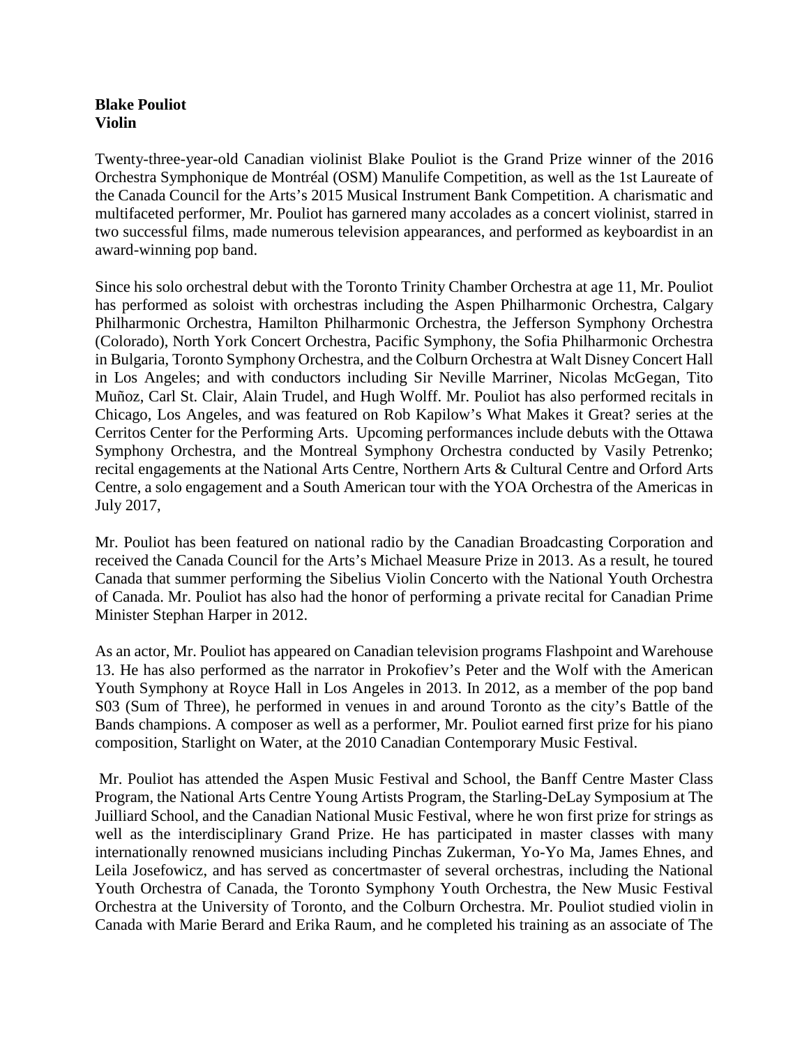**Blake Pouliot**
**Violin**

Twenty-three-year-old Canadian violinist Blake Pouliot is the Grand Prize winner of the 2016 Orchestra Symphonique de Montréal (OSM) Manulife Competition, as well as the 1st Laureate of the Canada Council for the Arts's 2015 Musical Instrument Bank Competition. A charismatic and multifaceted performer, Mr. Pouliot has garnered many accolades as a concert violinist, starred in two successful films, made numerous television appearances, and performed as keyboardist in an award-winning pop band.

Since his solo orchestral debut with the Toronto Trinity Chamber Orchestra at age 11, Mr. Pouliot has performed as soloist with orchestras including the Aspen Philharmonic Orchestra, Calgary Philharmonic Orchestra, Hamilton Philharmonic Orchestra, the Jefferson Symphony Orchestra (Colorado), North York Concert Orchestra, Pacific Symphony, the Sofia Philharmonic Orchestra in Bulgaria, Toronto Symphony Orchestra, and the Colburn Orchestra at Walt Disney Concert Hall in Los Angeles; and with conductors including Sir Neville Marriner, Nicolas McGegan, Tito Muñoz, Carl St. Clair, Alain Trudel, and Hugh Wolff. Mr. Pouliot has also performed recitals in Chicago, Los Angeles, and was featured on Rob Kapilow's What Makes it Great? series at the Cerritos Center for the Performing Arts. Upcoming performances include debuts with the Ottawa Symphony Orchestra, and the Montreal Symphony Orchestra conducted by Vasily Petrenko; recital engagements at the National Arts Centre, Northern Arts & Cultural Centre and Orford Arts Centre, a solo engagement and a South American tour with the YOA Orchestra of the Americas in July 2017,

Mr. Pouliot has been featured on national radio by the Canadian Broadcasting Corporation and received the Canada Council for the Arts's Michael Measure Prize in 2013. As a result, he toured Canada that summer performing the Sibelius Violin Concerto with the National Youth Orchestra of Canada. Mr. Pouliot has also had the honor of performing a private recital for Canadian Prime Minister Stephan Harper in 2012.

As an actor, Mr. Pouliot has appeared on Canadian television programs Flashpoint and Warehouse 13. He has also performed as the narrator in Prokofiev's Peter and the Wolf with the American Youth Symphony at Royce Hall in Los Angeles in 2013. In 2012, as a member of the pop band S03 (Sum of Three), he performed in venues in and around Toronto as the city's Battle of the Bands champions. A composer as well as a performer, Mr. Pouliot earned first prize for his piano composition, Starlight on Water, at the 2010 Canadian Contemporary Music Festival.

Mr. Pouliot has attended the Aspen Music Festival and School, the Banff Centre Master Class Program, the National Arts Centre Young Artists Program, the Starling-DeLay Symposium at The Juilliard School, and the Canadian National Music Festival, where he won first prize for strings as well as the interdisciplinary Grand Prize. He has participated in master classes with many internationally renowned musicians including Pinchas Zukerman, Yo-Yo Ma, James Ehnes, and Leila Josefowicz, and has served as concertmaster of several orchestras, including the National Youth Orchestra of Canada, the Toronto Symphony Youth Orchestra, the New Music Festival Orchestra at the University of Toronto, and the Colburn Orchestra. Mr. Pouliot studied violin in Canada with Marie Berard and Erika Raum, and he completed his training as an associate of The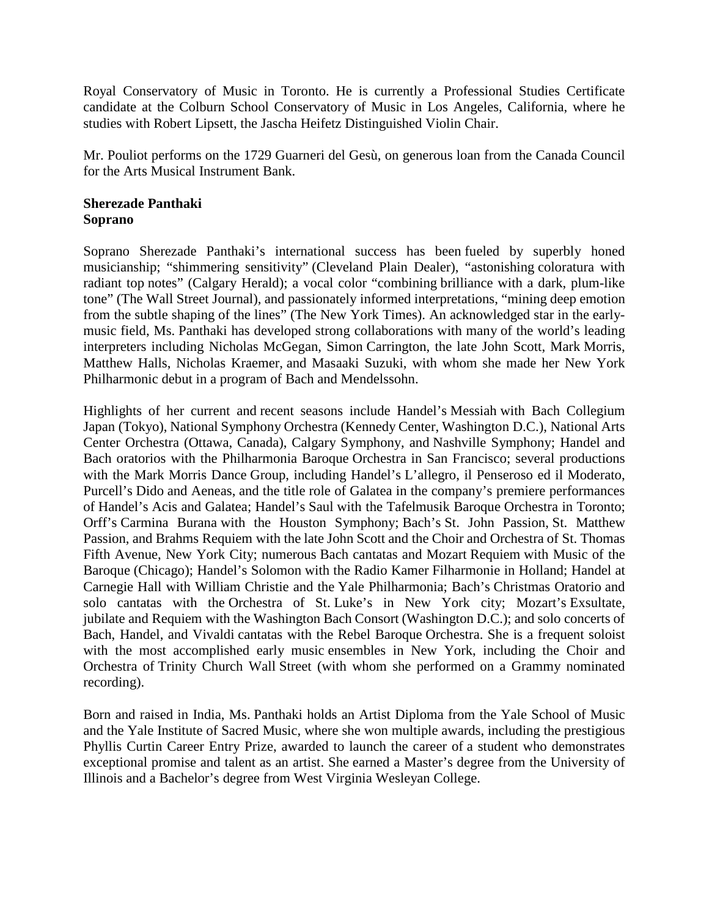Royal Conservatory of Music in Toronto. He is currently a Professional Studies Certificate candidate at the Colburn School Conservatory of Music in Los Angeles, California, where he studies with Robert Lipsett, the Jascha Heifetz Distinguished Violin Chair.

Mr. Pouliot performs on the 1729 Guarneri del Gesù, on generous loan from the Canada Council for the Arts Musical Instrument Bank.

**Sherezade Panthaki**
**Soprano**

Soprano Sherezade Panthaki's international success has been fueled by superbly honed musicianship; "shimmering sensitivity" (Cleveland Plain Dealer), "astonishing coloratura with radiant top notes" (Calgary Herald); a vocal color "combining brilliance with a dark, plum-like tone" (The Wall Street Journal), and passionately informed interpretations, "mining deep emotion from the subtle shaping of the lines" (The New York Times). An acknowledged star in the early-music field, Ms. Panthaki has developed strong collaborations with many of the world's leading interpreters including Nicholas McGegan, Simon Carrington, the late John Scott, Mark Morris, Matthew Halls, Nicholas Kraemer, and Masaaki Suzuki, with whom she made her New York Philharmonic debut in a program of Bach and Mendelssohn.

Highlights of her current and recent seasons include Handel's Messiah with Bach Collegium Japan (Tokyo), National Symphony Orchestra (Kennedy Center, Washington D.C.), National Arts Center Orchestra (Ottawa, Canada), Calgary Symphony, and Nashville Symphony; Handel and Bach oratorios with the Philharmonia Baroque Orchestra in San Francisco; several productions with the Mark Morris Dance Group, including Handel's L'allegro, il Penseroso ed il Moderato, Purcell's Dido and Aeneas, and the title role of Galatea in the company's premiere performances of Handel's Acis and Galatea; Handel's Saul with the Tafelmusik Baroque Orchestra in Toronto; Orff's Carmina Burana with the Houston Symphony; Bach's St. John Passion, St. Matthew Passion, and Brahms Requiem with the late John Scott and the Choir and Orchestra of St. Thomas Fifth Avenue, New York City; numerous Bach cantatas and Mozart Requiem with Music of the Baroque (Chicago); Handel's Solomon with the Radio Kamer Filharmonie in Holland; Handel at Carnegie Hall with William Christie and the Yale Philharmonia; Bach's Christmas Oratorio and solo cantatas with the Orchestra of St. Luke's in New York city; Mozart's Exsultate, jubilate and Requiem with the Washington Bach Consort (Washington D.C.); and solo concerts of Bach, Handel, and Vivaldi cantatas with the Rebel Baroque Orchestra. She is a frequent soloist with the most accomplished early music ensembles in New York, including the Choir and Orchestra of Trinity Church Wall Street (with whom she performed on a Grammy nominated recording).

Born and raised in India, Ms. Panthaki holds an Artist Diploma from the Yale School of Music and the Yale Institute of Sacred Music, where she won multiple awards, including the prestigious Phyllis Curtin Career Entry Prize, awarded to launch the career of a student who demonstrates exceptional promise and talent as an artist. She earned a Master's degree from the University of Illinois and a Bachelor's degree from West Virginia Wesleyan College.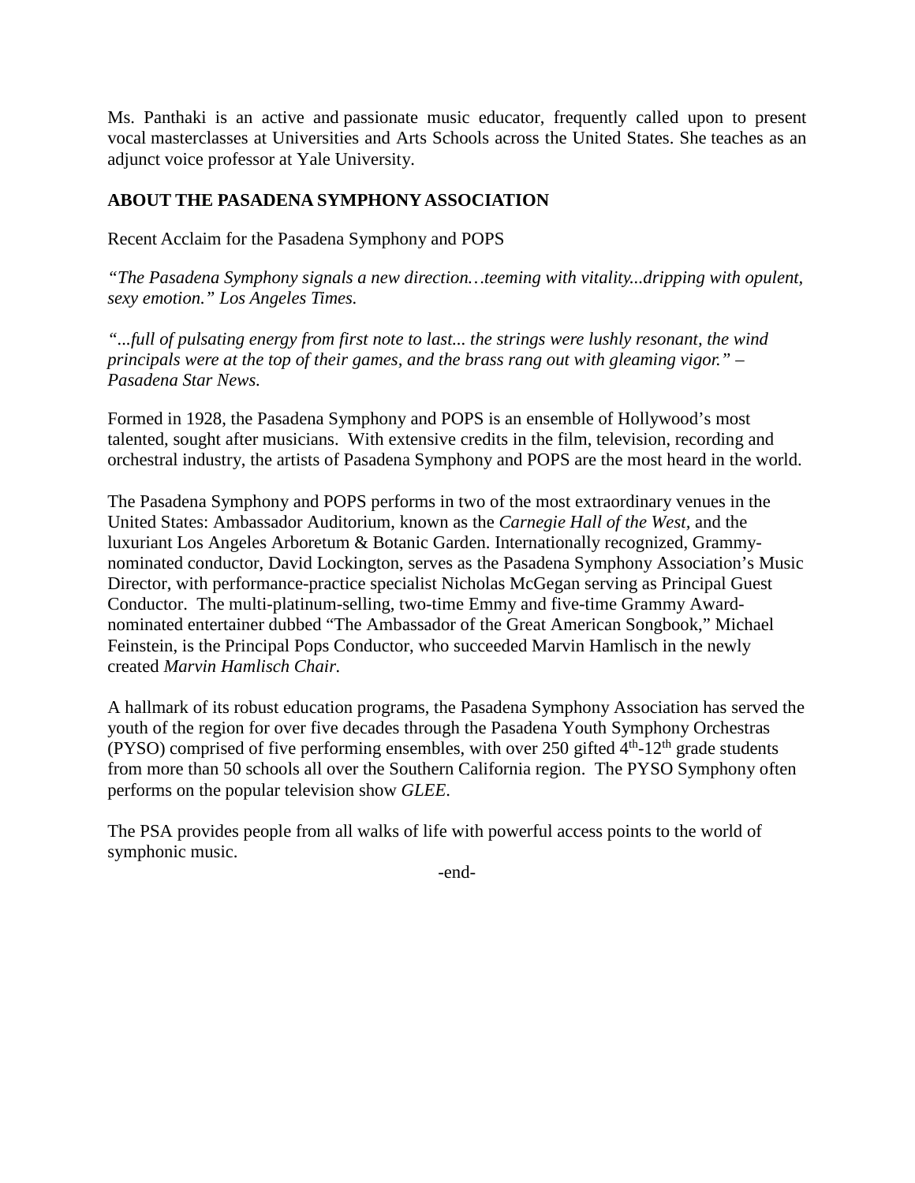Ms. Panthaki is an active and passionate music educator, frequently called upon to present vocal masterclasses at Universities and Arts Schools across the United States. She teaches as an adjunct voice professor at Yale University.

**ABOUT THE PASADENA SYMPHONY ASSOCIATION**

Recent Acclaim for the Pasadena Symphony and POPS

*"The Pasadena Symphony signals a new direction…teeming with vitality...dripping with opulent, sexy emotion." Los Angeles Times.*

*"...full of pulsating energy from first note to last... the strings were lushly resonant, the wind principals were at the top of their games, and the brass rang out with gleaming vigor." – Pasadena Star News.*

Formed in 1928, the Pasadena Symphony and POPS is an ensemble of Hollywood's most talented, sought after musicians. With extensive credits in the film, television, recording and orchestral industry, the artists of Pasadena Symphony and POPS are the most heard in the world.

The Pasadena Symphony and POPS performs in two of the most extraordinary venues in the United States: Ambassador Auditorium, known as the *Carnegie Hall of the West,* and the luxuriant Los Angeles Arboretum & Botanic Garden. Internationally recognized, Grammy-nominated conductor, David Lockington, serves as the Pasadena Symphony Association's Music Director, with performance-practice specialist Nicholas McGegan serving as Principal Guest Conductor. The multi-platinum-selling, two-time Emmy and five-time Grammy Award-nominated entertainer dubbed "The Ambassador of the Great American Songbook," Michael Feinstein, is the Principal Pops Conductor, who succeeded Marvin Hamlisch in the newly created *Marvin Hamlisch Chair.*

A hallmark of its robust education programs, the Pasadena Symphony Association has served the youth of the region for over five decades through the Pasadena Youth Symphony Orchestras (PYSO) comprised of five performing ensembles, with over 250 gifted 4th-12th grade students from more than 50 schools all over the Southern California region. The PYSO Symphony often performs on the popular television show *GLEE*.

The PSA provides people from all walks of life with powerful access points to the world of symphonic music.

-end-